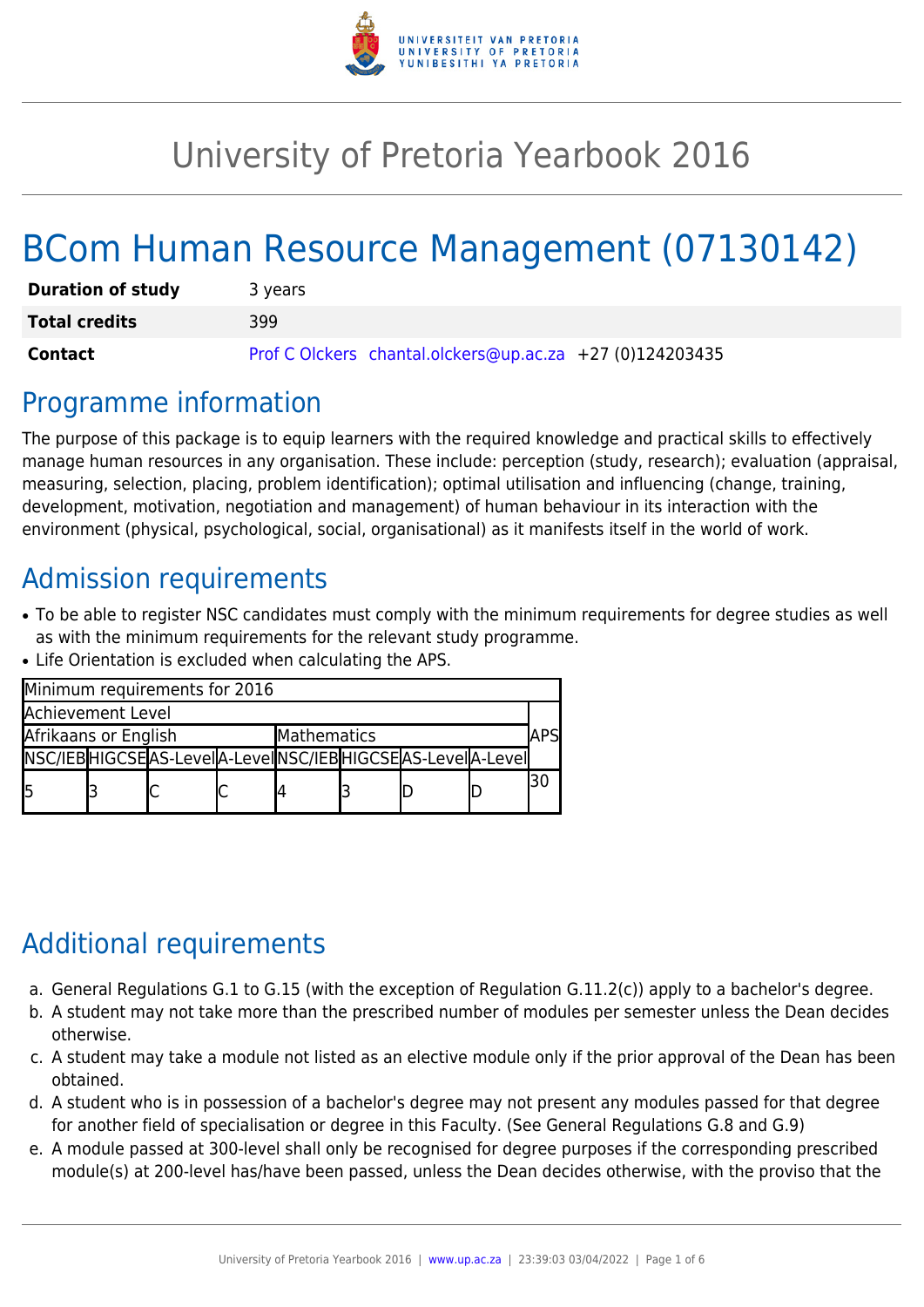# University of Pretoria Yearbook 2016

# BCom Human Resource Management (07130142)

| | |
|---|---|
| **Duration of study** | 3 years |
| **Total credits** | 399 |
| **Contact** | Prof C Olckers chantal.olckers@up.ac.za +27 (0)124203435 |

## Programme information

The purpose of this package is to equip learners with the required knowledge and practical skills to effectively manage human resources in any organisation. These include: perception (study, research); evaluation (appraisal, measuring, selection, placing, problem identification); optimal utilisation and influencing (change, training, development, motivation, negotiation and management) of human behaviour in its interaction with the environment (physical, psychological, social, organisational) as it manifests itself in the world of work.

## Admission requirements

- To be able to register NSC candidates must comply with the minimum requirements for degree studies as well as with the minimum requirements for the relevant study programme.
- Life Orientation is excluded when calculating the APS.

| Minimum requirements for 2016 | | | | | | | | |
|---|---|---|---|---|---|---|---|---|
| Achievement Level | | | | | | | | APS |
| Afrikaans or English | | | | Mathematics | | | | |
| NSC/IEB | HIGCSE | AS-Level | A-Level | NSC/IEB | HIGCSE | AS-Level | A-Level | |
| 5 | 3 | C | C | 4 | 3 | D | D | 30 |

## Additional requirements

a. General Regulations G.1 to G.15 (with the exception of Regulation G.11.2(c)) apply to a bachelor's degree.
b. A student may not take more than the prescribed number of modules per semester unless the Dean decides otherwise.
c. A student may take a module not listed as an elective module only if the prior approval of the Dean has been obtained.
d. A student who is in possession of a bachelor's degree may not present any modules passed for that degree for another field of specialisation or degree in this Faculty. (See General Regulations G.8 and G.9)
e. A module passed at 300-level shall only be recognised for degree purposes if the corresponding prescribed module(s) at 200-level has/have been passed, unless the Dean decides otherwise, with the proviso that the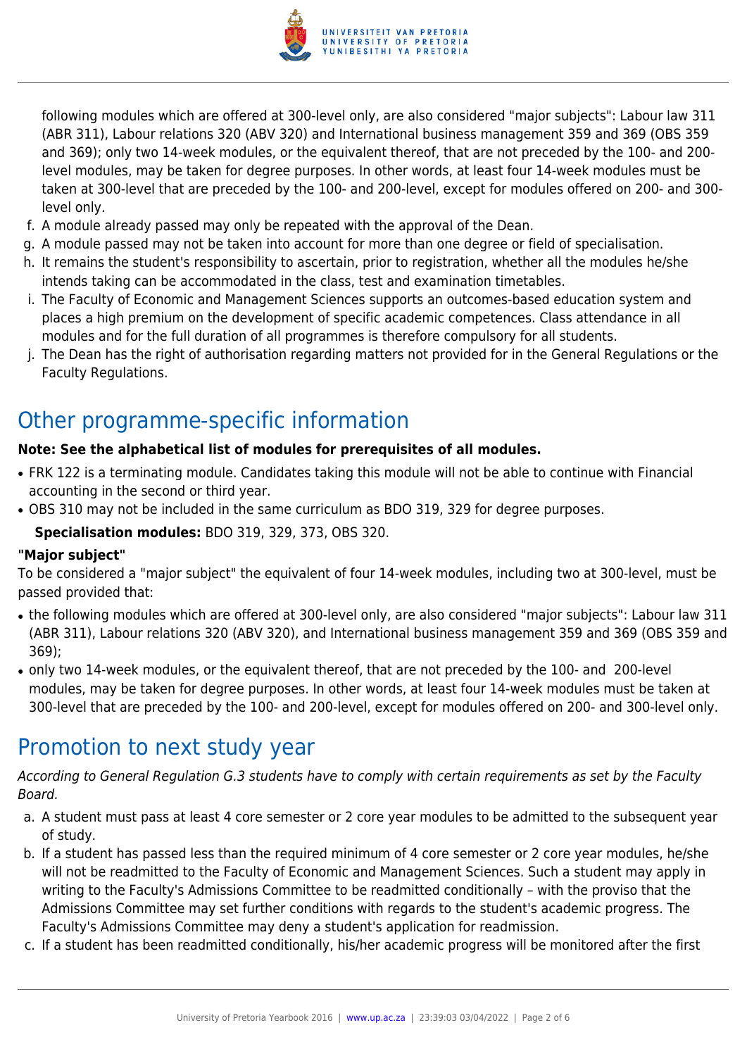following modules which are offered at 300-level only, are also considered "major subjects": Labour law 311 (ABR 311), Labour relations 320 (ABV 320) and International business management 359 and 369 (OBS 359 and 369); only two 14-week modules, or the equivalent thereof, that are not preceded by the 100- and 200-level modules, may be taken for degree purposes. In other words, at least four 14-week modules must be taken at 300-level that are preceded by the 100- and 200-level, except for modules offered on 200- and 300-level only.

f. A module already passed may only be repeated with the approval of the Dean.
g. A module passed may not be taken into account for more than one degree or field of specialisation.
h. It remains the student's responsibility to ascertain, prior to registration, whether all the modules he/she intends taking can be accommodated in the class, test and examination timetables.
i. The Faculty of Economic and Management Sciences supports an outcomes-based education system and places a high premium on the development of specific academic competences. Class attendance in all modules and for the full duration of all programmes is therefore compulsory for all students.
j. The Dean has the right of authorisation regarding matters not provided for in the General Regulations or the Faculty Regulations.

## Other programme-specific information

**Note: See the alphabetical list of modules for prerequisites of all modules.**

- FRK 122 is a terminating module. Candidates taking this module will not be able to continue with Financial accounting in the second or third year.
- OBS 310 may not be included in the same curriculum as BDO 319, 329 for degree purposes.

**Specialisation modules:** BDO 319, 329, 373, OBS 320.

**"Major subject"**

To be considered a "major subject" the equivalent of four 14-week modules, including two at 300-level, must be passed provided that:

- the following modules which are offered at 300-level only, are also considered "major subjects": Labour law 311 (ABR 311), Labour relations 320 (ABV 320), and International business management 359 and 369 (OBS 359 and 369);
- only two 14-week modules, or the equivalent thereof, that are not preceded by the 100- and 200-level modules, may be taken for degree purposes. In other words, at least four 14-week modules must be taken at 300-level that are preceded by the 100- and 200-level, except for modules offered on 200- and 300-level only.

## Promotion to next study year

*According to General Regulation G.3 students have to comply with certain requirements as set by the Faculty Board.*

a. A student must pass at least 4 core semester or 2 core year modules to be admitted to the subsequent year of study.
b. If a student has passed less than the required minimum of 4 core semester or 2 core year modules, he/she will not be readmitted to the Faculty of Economic and Management Sciences. Such a student may apply in writing to the Faculty's Admissions Committee to be readmitted conditionally – with the proviso that the Admissions Committee may set further conditions with regards to the student's academic progress. The Faculty's Admissions Committee may deny a student's application for readmission.
c. If a student has been readmitted conditionally, his/her academic progress will be monitored after the first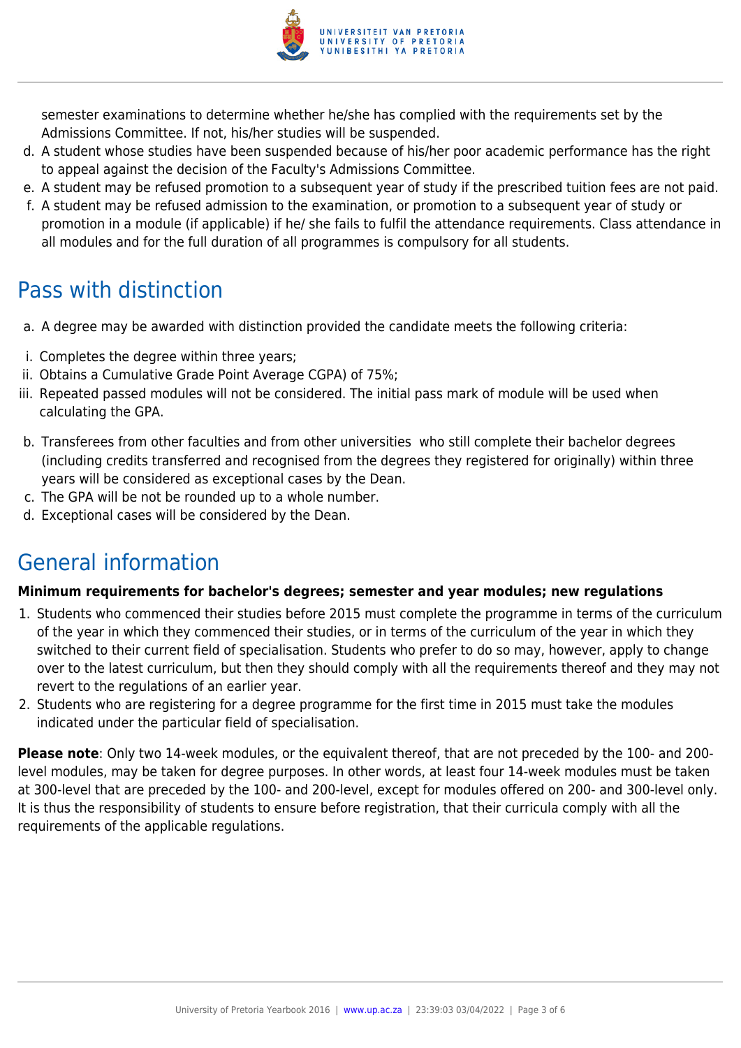semester examinations to determine whether he/she has complied with the requirements set by the Admissions Committee. If not, his/her studies will be suspended.

d. A student whose studies have been suspended because of his/her poor academic performance has the right to appeal against the decision of the Faculty's Admissions Committee.
e. A student may be refused promotion to a subsequent year of study if the prescribed tuition fees are not paid.
f. A student may be refused admission to the examination, or promotion to a subsequent year of study or promotion in a module (if applicable) if he/ she fails to fulfil the attendance requirements. Class attendance in all modules and for the full duration of all programmes is compulsory for all students.

## Pass with distinction

a. A degree may be awarded with distinction provided the candidate meets the following criteria:

i. Completes the degree within three years;
ii. Obtains a Cumulative Grade Point Average CGPA) of 75%;
iii. Repeated passed modules will not be considered. The initial pass mark of module will be used when calculating the GPA.

b. Transferees from other faculties and from other universities who still complete their bachelor degrees (including credits transferred and recognised from the degrees they registered for originally) within three years will be considered as exceptional cases by the Dean.
c. The GPA will be not be rounded up to a whole number.
d. Exceptional cases will be considered by the Dean.

## General information

**Minimum requirements for bachelor's degrees; semester and year modules; new regulations**

1. Students who commenced their studies before 2015 must complete the programme in terms of the curriculum of the year in which they commenced their studies, or in terms of the curriculum of the year in which they switched to their current field of specialisation. Students who prefer to do so may, however, apply to change over to the latest curriculum, but then they should comply with all the requirements thereof and they may not revert to the regulations of an earlier year.
2. Students who are registering for a degree programme for the first time in 2015 must take the modules indicated under the particular field of specialisation.

**Please note**: Only two 14-week modules, or the equivalent thereof, that are not preceded by the 100- and 200-level modules, may be taken for degree purposes. In other words, at least four 14-week modules must be taken at 300-level that are preceded by the 100- and 200-level, except for modules offered on 200- and 300-level only. It is thus the responsibility of students to ensure before registration, that their curricula comply with all the requirements of the applicable regulations.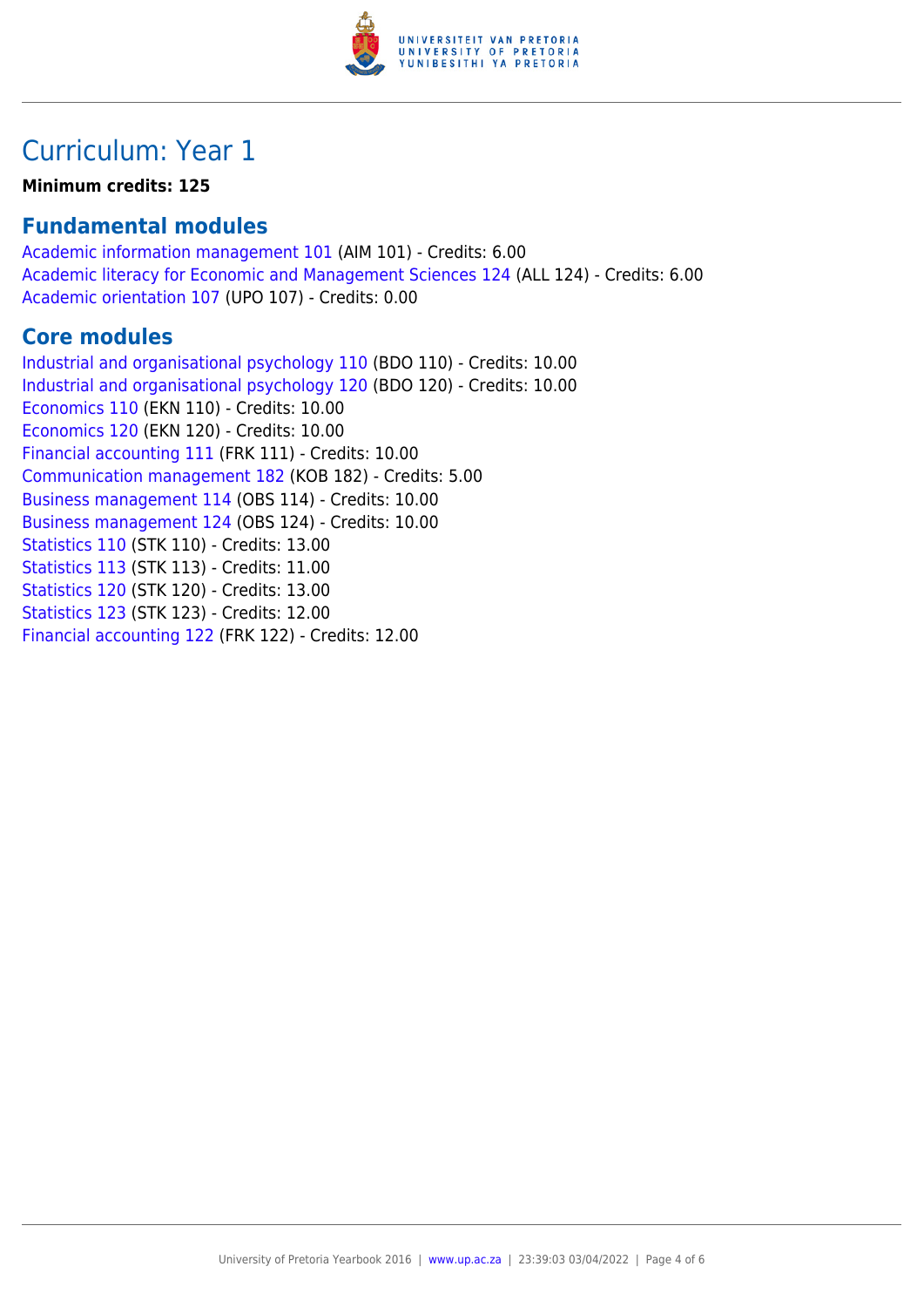# Curriculum: Year 1

**Minimum credits: 125**

## Fundamental modules

Academic information management 101 (AIM 101) - Credits: 6.00
Academic literacy for Economic and Management Sciences 124 (ALL 124) - Credits: 6.00
Academic orientation 107 (UPO 107) - Credits: 0.00

## Core modules

Industrial and organisational psychology 110 (BDO 110) - Credits: 10.00
Industrial and organisational psychology 120 (BDO 120) - Credits: 10.00
Economics 110 (EKN 110) - Credits: 10.00
Economics 120 (EKN 120) - Credits: 10.00
Financial accounting 111 (FRK 111) - Credits: 10.00
Communication management 182 (KOB 182) - Credits: 5.00
Business management 114 (OBS 114) - Credits: 10.00
Business management 124 (OBS 124) - Credits: 10.00
Statistics 110 (STK 110) - Credits: 13.00
Statistics 113 (STK 113) - Credits: 11.00
Statistics 120 (STK 120) - Credits: 13.00
Statistics 123 (STK 123) - Credits: 12.00
Financial accounting 122 (FRK 122) - Credits: 12.00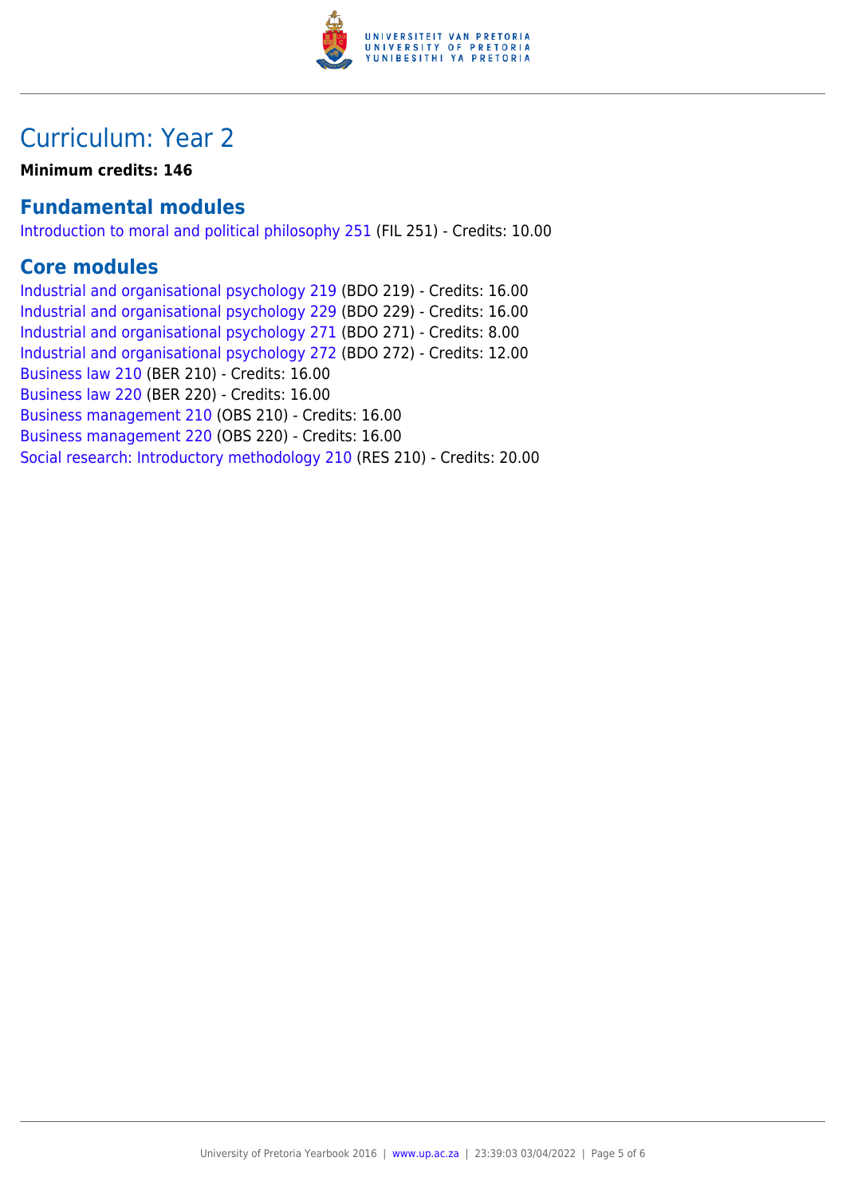# Curriculum: Year 2

**Minimum credits: 146**

## Fundamental modules

Introduction to moral and political philosophy 251 (FIL 251) - Credits: 10.00

## Core modules

Industrial and organisational psychology 219 (BDO 219) - Credits: 16.00
Industrial and organisational psychology 229 (BDO 229) - Credits: 16.00
Industrial and organisational psychology 271 (BDO 271) - Credits: 8.00
Industrial and organisational psychology 272 (BDO 272) - Credits: 12.00
Business law 210 (BER 210) - Credits: 16.00
Business law 220 (BER 220) - Credits: 16.00
Business management 210 (OBS 210) - Credits: 16.00
Business management 220 (OBS 220) - Credits: 16.00
Social research: Introductory methodology 210 (RES 210) - Credits: 20.00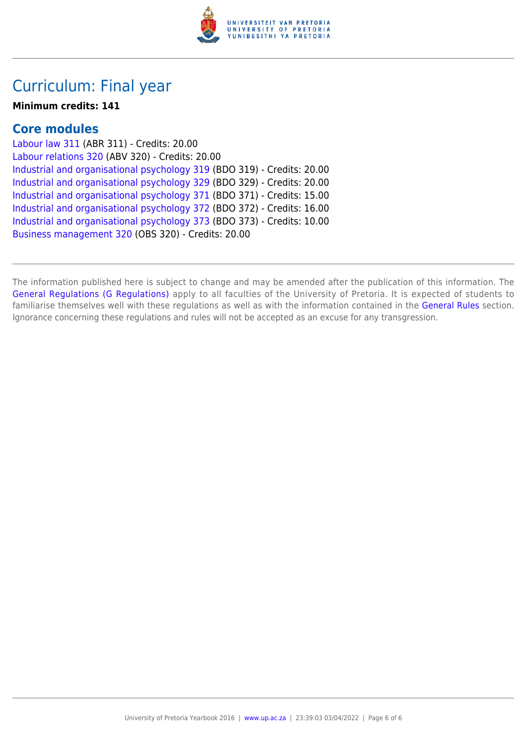## Curriculum: Final year

**Minimum credits: 141**

### Core modules

Labour law 311 (ABR 311) - Credits: 20.00
Labour relations 320 (ABV 320) - Credits: 20.00
Industrial and organisational psychology 319 (BDO 319) - Credits: 20.00
Industrial and organisational psychology 329 (BDO 329) - Credits: 20.00
Industrial and organisational psychology 371 (BDO 371) - Credits: 15.00
Industrial and organisational psychology 372 (BDO 372) - Credits: 16.00
Industrial and organisational psychology 373 (BDO 373) - Credits: 10.00
Business management 320 (OBS 320) - Credits: 20.00

The information published here is subject to change and may be amended after the publication of this information. The General Regulations (G Regulations) apply to all faculties of the University of Pretoria. It is expected of students to familiarise themselves well with these regulations as well as with the information contained in the General Rules section. Ignorance concerning these regulations and rules will not be accepted as an excuse for any transgression.